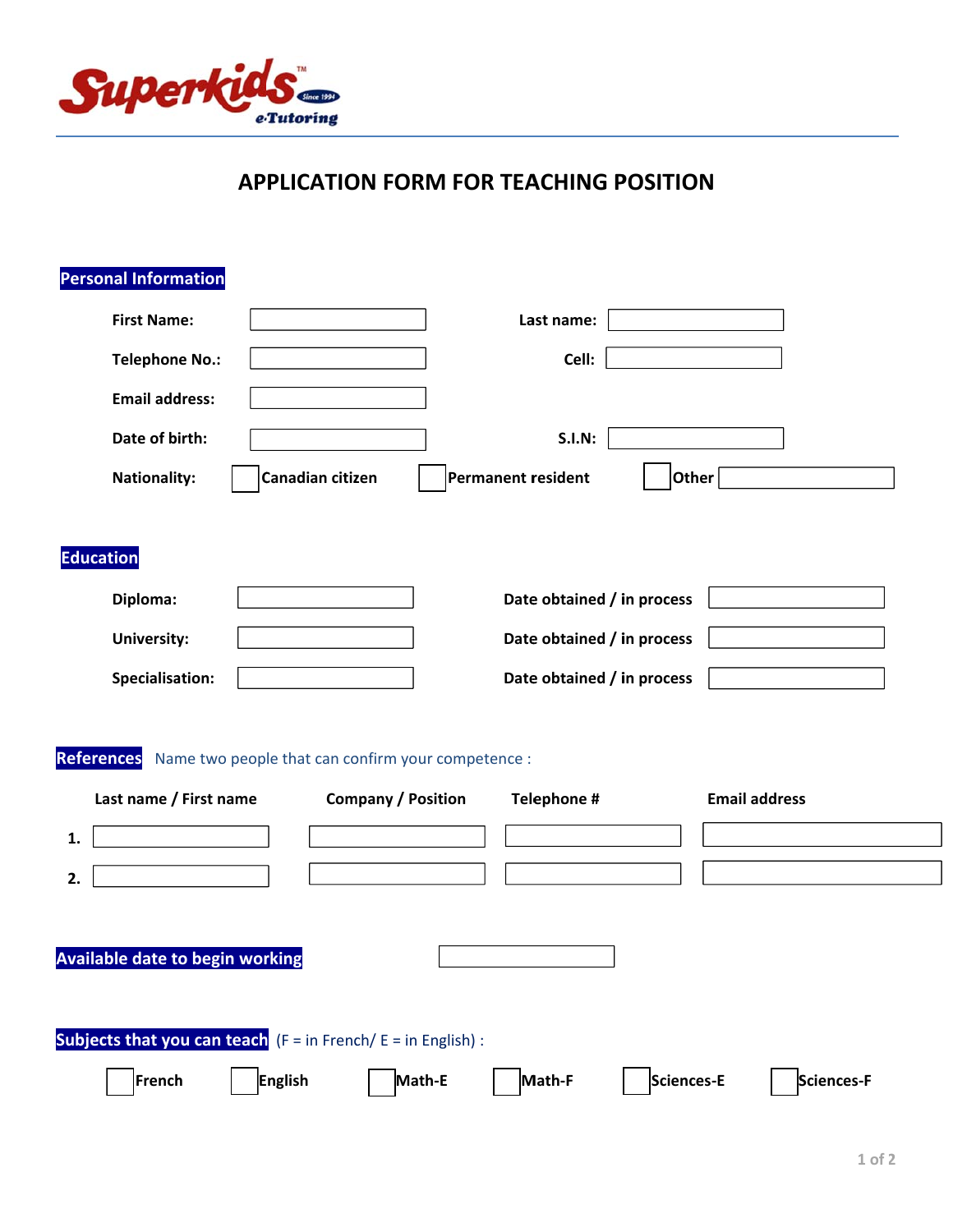Superkids™ Since 1994 e-Tutoring

# APPLICATION FORM FOR TEACHING POSITION

## Personal Information

**First Name:** ______________ **Last name:** ______________

**Telephone No.:** ______________ **Cell:** ______________

**Email address:** ______________

**Date of birth:** ______________ **S.I.N:** ______________

**Nationality:** ☐ **Canadian citizen** ☐ **Permanent resident** ☐ **Other** ______________

## Education

**Diploma:** ______________ **Date obtained / in process** ______________

**University:** ______________ **Date obtained / in process** ______________

**Specialisation:** ______________ **Date obtained / in process** ______________

## References

Name two people that can confirm your competence :

| | Last name / First name | Company / Position | Telephone # | Email address |
|---|---|---|---|---|
| **1.** | | | | |
| **2.** | | | | |

## Available date to begin working

______________

## Subjects that you can teach

(F = in French/ E = in English) :

☐ **French** ☐ **English** ☐ **Math-E** ☐ **Math-F** ☐ **Sciences-E** ☐ **Sciences-F**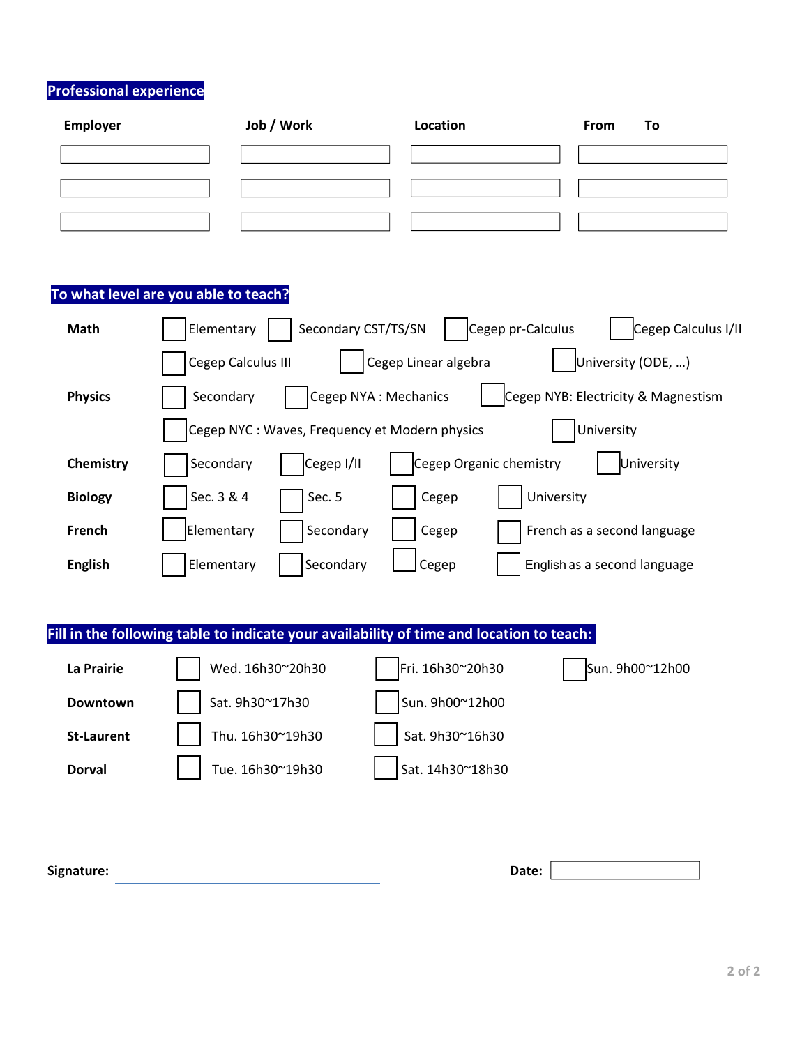## Professional experience

| Employer | Job / Work | Location | From To |
|---|---|---|---|
| | | | |
| | | | |
| | | | |

## To what level are you able to teach?

| | | | | |
|---|---|---|---|---|
| **Math** | ☐ Elementary | ☐ Secondary CST/TS/SN | ☐ Cegep pr-Calculus | ☐ Cegep Calculus I/II |
| | ☐ Cegep Calculus III | ☐ Cegep Linear algebra | ☐ University (ODE, …) | |
| **Physics** | ☐ Secondary | ☐ Cegep NYA : Mechanics | ☐ Cegep NYB: Electricity & Magnestism | |
| | ☐ Cegep NYC : Waves, Frequency et Modern physics | ☐ University | | |
| **Chemistry** | ☐ Secondary | ☐ Cegep I/II | ☐ Cegep Organic chemistry | ☐ University |
| **Biology** | ☐ Sec. 3 & 4 | ☐ Sec. 5 | ☐ Cegep | ☐ University |
| **French** | ☐ Elementary | ☐ Secondary | ☐ Cegep | ☐ French as a second language |
| **English** | ☐ Elementary | ☐ Secondary | ☐ Cegep | ☐ English as a second language |

## Fill in the following table to indicate your availability of time and location to teach:

| | | | |
|---|---|---|---|
| **La Prairie** | ☐ Wed. 16h30~20h30 | ☐ Fri. 16h30~20h30 | ☐ Sun. 9h00~12h00 |
| **Downtown** | ☐ Sat. 9h30~17h30 | ☐ Sun. 9h00~12h00 | |
| **St-Laurent** | ☐ Thu. 16h30~19h30 | ☐ Sat. 9h30~16h30 | |
| **Dorval** | ☐ Tue. 16h30~19h30 | ☐ Sat. 14h30~18h30 | |

**Signature:** ______________________________ **Date:** ____________